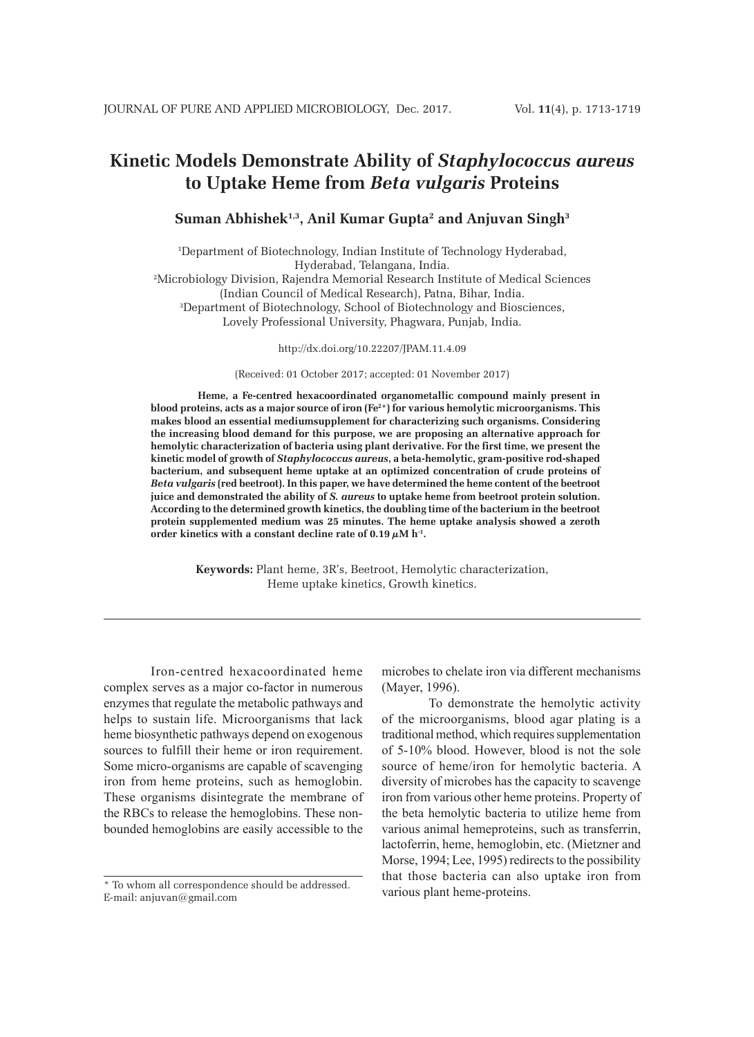# Kinetic Models Demonstrate Ability of *Staphylococcus aureus* to Uptake Heme from *Beta vulgaris* Proteins

**Suman Abhishek[1,3], Anil Kumar Gupta[2] and Anjuvan Singh[3]**

[1]Department of Biotechnology, Indian Institute of Technology Hyderabad, Hyderabad, Telangana, India.
[2]Microbiology Division, Rajendra Memorial Research Institute of Medical Sciences (Indian Council of Medical Research), Patna, Bihar, India.
[3]Department of Biotechnology, School of Biotechnology and Biosciences, Lovely Professional University, Phagwara, Punjab, India.

http://dx.doi.org/10.22207/JPAM.11.4.09

(Received: 01 October 2017; accepted: 01 November 2017)

**Heme, a Fe-centred hexacoordinated organometallic compound mainly present in blood proteins, acts as a major source of iron ($Fe^{2+}$) for various hemolytic microorganisms. This makes blood an essential mediumsupplement for characterizing such organisms. Considering the increasing blood demand for this purpose, we are proposing an alternative approach for hemolytic characterization of bacteria using plant derivative. For the first time, we present the kinetic model of growth of *Staphylococcus aureus*, a beta-hemolytic, gram-positive rod-shaped bacterium, and subsequent heme uptake at an optimized concentration of crude proteins of *Beta vulgaris* (red beetroot). In this paper, we have determined the heme content of the beetroot juice and demonstrated the ability of *S. aureus* to uptake heme from beetroot protein solution. According to the determined growth kinetics, the doubling time of the bacterium in the beetroot protein supplemented medium was 25 minutes. The heme uptake analysis showed a zeroth order kinetics with a constant decline rate of 0.19 $\mu$M $h^{-1}$.**

**Keywords:** Plant heme, 3R's, Beetroot, Hemolytic characterization, Heme uptake kinetics, Growth kinetics.

---

Iron-centred hexacoordinated heme complex serves as a major co-factor in numerous enzymes that regulate the metabolic pathways and helps to sustain life. Microorganisms that lack heme biosynthetic pathways depend on exogenous sources to fulfill their heme or iron requirement. Some micro-organisms are capable of scavenging iron from heme proteins, such as hemoglobin. These organisms disintegrate the membrane of the RBCs to release the hemoglobins. These non-bounded hemoglobins are easily accessible to the microbes to chelate iron via different mechanisms (Mayer, 1996).

To demonstrate the hemolytic activity of the microorganisms, blood agar plating is a traditional method, which requires supplementation of 5-10% blood. However, blood is not the sole source of heme/iron for hemolytic bacteria. A diversity of microbes has the capacity to scavenge iron from various other heme proteins. Property of the beta hemolytic bacteria to utilize heme from various animal hemeproteins, such as transferrin, lactoferrin, heme, hemoglobin, etc. (Mietzner and Morse, 1994; Lee, 1995) redirects to the possibility that those bacteria can also uptake iron from various plant heme-proteins.

\* To whom all correspondence should be addressed.
E-mail: anjuvan@gmail.com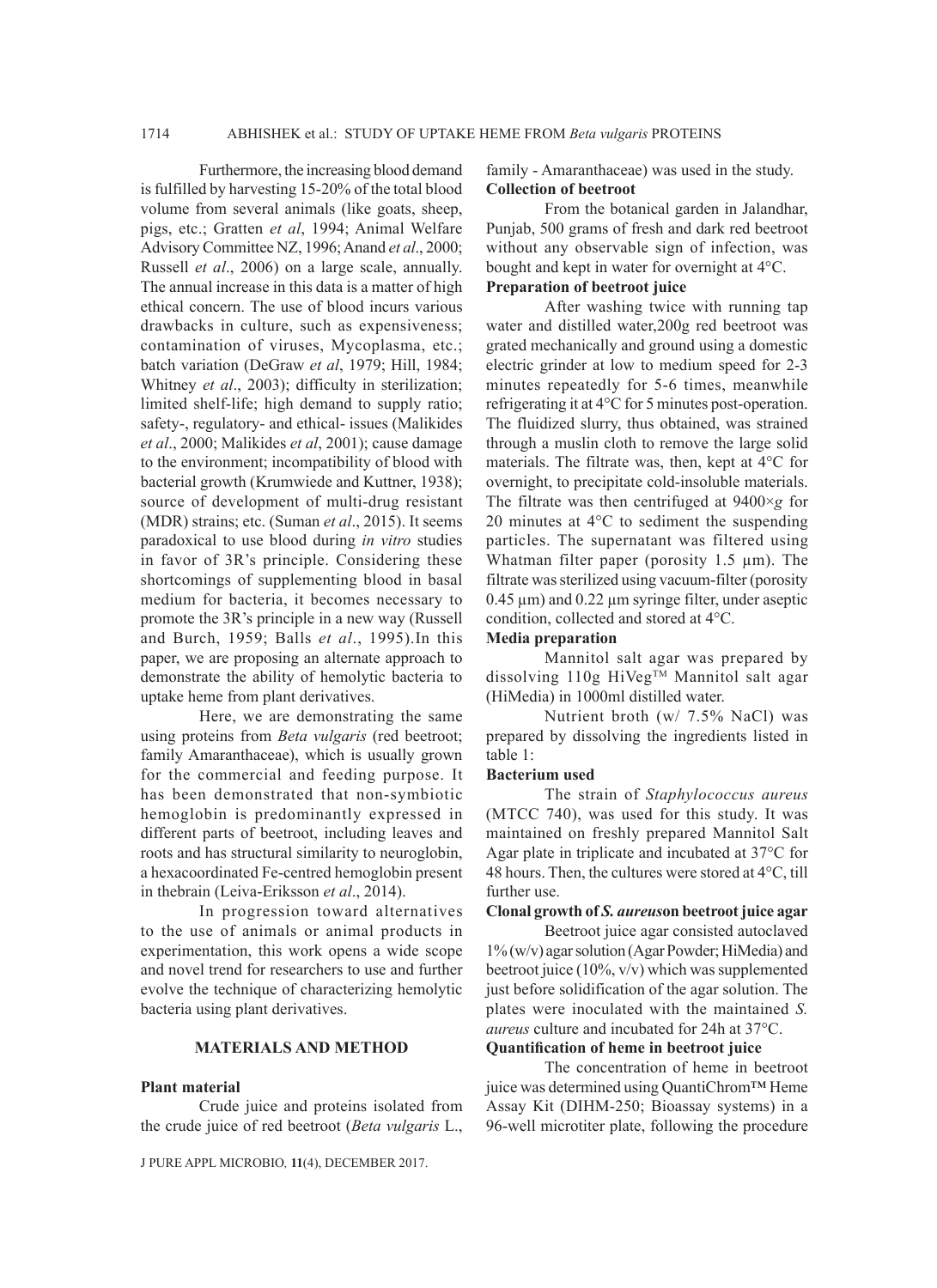Furthermore, the increasing blood demand is fulfilled by harvesting 15-20% of the total blood volume from several animals (like goats, sheep, pigs, etc.; Gratten *et al*, 1994; Animal Welfare Advisory Committee NZ, 1996; Anand *et al*., 2000; Russell *et al*., 2006) on a large scale, annually. The annual increase in this data is a matter of high ethical concern. The use of blood incurs various drawbacks in culture, such as expensiveness; contamination of viruses, Mycoplasma, etc.; batch variation (DeGraw *et al*, 1979; Hill, 1984; Whitney *et al*., 2003); difficulty in sterilization; limited shelf-life; high demand to supply ratio; safety-, regulatory- and ethical- issues (Malikides *et al*., 2000; Malikides *et al*, 2001); cause damage to the environment; incompatibility of blood with bacterial growth (Krumwiede and Kuttner, 1938); source of development of multi-drug resistant (MDR) strains; etc. (Suman *et al*., 2015). It seems paradoxical to use blood during *in vitro* studies in favor of 3R's principle. Considering these shortcomings of supplementing blood in basal medium for bacteria, it becomes necessary to promote the 3R's principle in a new way (Russell and Burch, 1959; Balls *et al*., 1995).In this paper, we are proposing an alternate approach to demonstrate the ability of hemolytic bacteria to uptake heme from plant derivatives.

Here, we are demonstrating the same using proteins from *Beta vulgaris* (red beetroot; family Amaranthaceae), which is usually grown for the commercial and feeding purpose. It has been demonstrated that non-symbiotic hemoglobin is predominantly expressed in different parts of beetroot, including leaves and roots and has structural similarity to neuroglobin, a hexacoordinated Fe-centred hemoglobin present in thebrain (Leiva-Eriksson *et al*., 2014).

In progression toward alternatives to the use of animals or animal products in experimentation, this work opens a wide scope and novel trend for researchers to use and further evolve the technique of characterizing hemolytic bacteria using plant derivatives.

## MATERIALS AND METHOD

### Plant material

Crude juice and proteins isolated from the crude juice of red beetroot (*Beta vulgaris* L., family - Amaranthaceae) was used in the study.

### Collection of beetroot

From the botanical garden in Jalandhar, Punjab, 500 grams of fresh and dark red beetroot without any observable sign of infection, was bought and kept in water for overnight at 4°C.

### Preparation of beetroot juice

After washing twice with running tap water and distilled water,200g red beetroot was grated mechanically and ground using a domestic electric grinder at low to medium speed for 2-3 minutes repeatedly for 5-6 times, meanwhile refrigerating it at 4°C for 5 minutes post-operation. The fluidized slurry, thus obtained, was strained through a muslin cloth to remove the large solid materials. The filtrate was, then, kept at 4°C for overnight, to precipitate cold-insoluble materials. The filtrate was then centrifuged at $9400\times g$ for 20 minutes at 4°C to sediment the suspending particles. The supernatant was filtered using Whatman filter paper (porosity 1.5 µm). The filtrate was sterilized using vacuum-filter (porosity 0.45 µm) and 0.22 µm syringe filter, under aseptic condition, collected and stored at 4°C.

### Media preparation

Mannitol salt agar was prepared by dissolving 110g HiVeg™ Mannitol salt agar (HiMedia) in 1000ml distilled water.

Nutrient broth (w/ 7.5% NaCl) was prepared by dissolving the ingredients listed in table 1:

### Bacterium used

The strain of *Staphylococcus aureus* (MTCC 740), was used for this study. It was maintained on freshly prepared Mannitol Salt Agar plate in triplicate and incubated at 37°C for 48 hours. Then, the cultures were stored at 4°C, till further use.

### Clonal growth of *S. aureus* on beetroot juice agar

Beetroot juice agar consisted autoclaved 1% (w/v) agar solution (Agar Powder; HiMedia) and beetroot juice (10%, v/v) which was supplemented just before solidification of the agar solution. The plates were inoculated with the maintained *S. aureus* culture and incubated for 24h at 37°C.

### Quantification of heme in beetroot juice

The concentration of heme in beetroot juice was determined using QuantiChrom™ Heme Assay Kit (DIHM-250; Bioassay systems) in a 96-well microtiter plate, following the procedure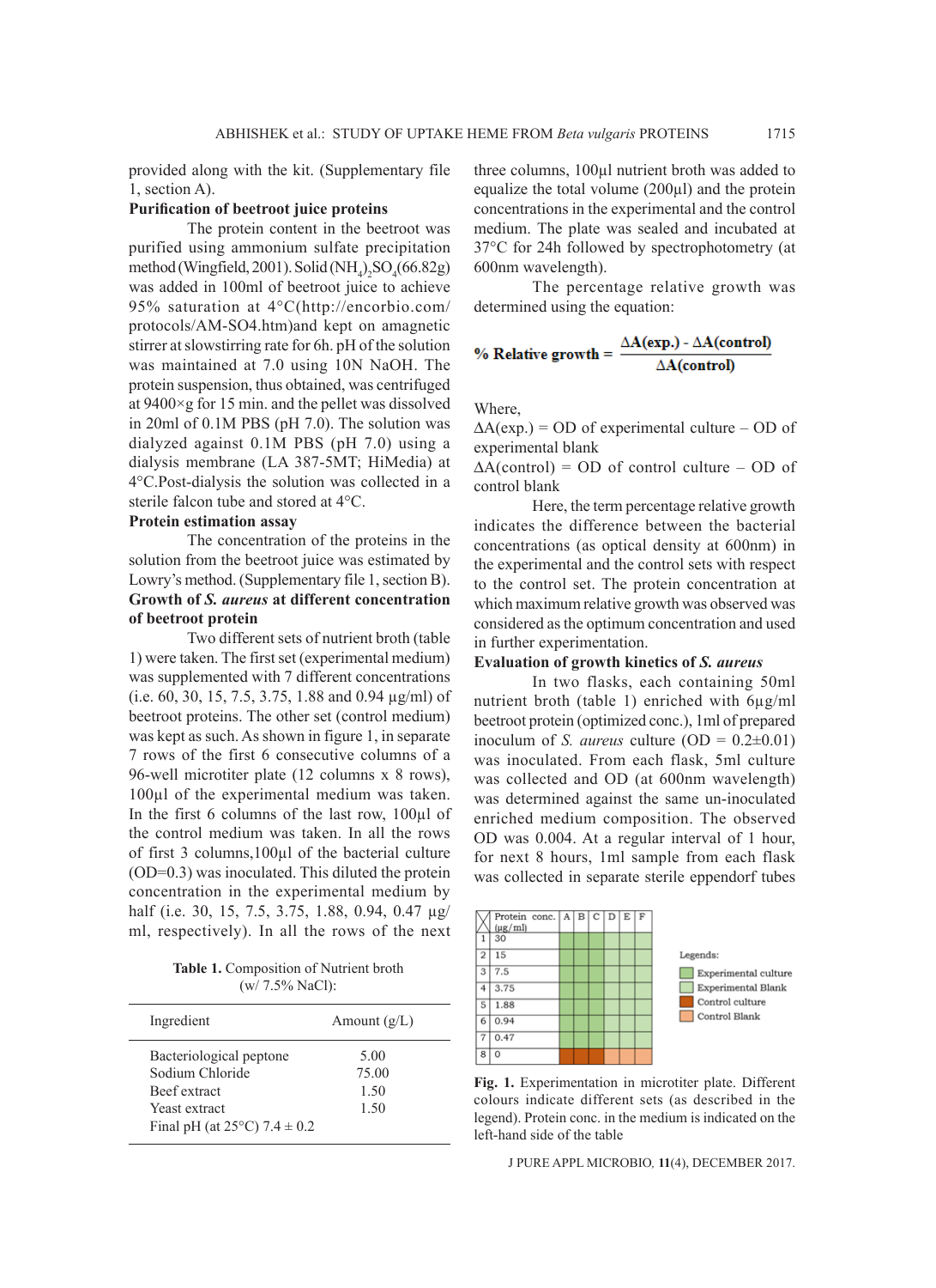provided along with the kit. (Supplementary file 1, section A).

**Purification of beetroot juice proteins**

The protein content in the beetroot was purified using ammonium sulfate precipitation method (Wingfield, 2001). Solid $(NH_4)_2SO_4$(66.82g) was added in 100ml of beetroot juice to achieve 95% saturation at 4°C(http://encorbio.com/protocols/AM-SO4.htm)and kept on amagnetic stirrer at slowstirring rate for 6h. pH of the solution was maintained at 7.0 using 10N NaOH. The protein suspension, thus obtained, was centrifuged at 9400×g for 15 min. and the pellet was dissolved in 20ml of 0.1M PBS (pH 7.0). The solution was dialyzed against 0.1M PBS (pH 7.0) using a dialysis membrane (LA 387-5MT; HiMedia) at 4°C.Post-dialysis the solution was collected in a sterile falcon tube and stored at 4°C.

**Protein estimation assay**

The concentration of the proteins in the solution from the beetroot juice was estimated by Lowry's method. (Supplementary file 1, section B).

**Growth of *S. aureus* at different concentration of beetroot protein**

Two different sets of nutrient broth (table 1) were taken. The first set (experimental medium) was supplemented with 7 different concentrations (i.e. 60, 30, 15, 7.5, 3.75, 1.88 and 0.94 µg/ml) of beetroot proteins. The other set (control medium) was kept as such. As shown in figure 1, in separate 7 rows of the first 6 consecutive columns of a 96-well microtiter plate (12 columns x 8 rows), 100µl of the experimental medium was taken. In the first 6 columns of the last row, 100µl of the control medium was taken. In all the rows of first 3 columns,100µl of the bacterial culture (OD=0.3) was inoculated. This diluted the protein concentration in the experimental medium by half (i.e. 30, 15, 7.5, 3.75, 1.88, 0.94, 0.47 µg/ml, respectively). In all the rows of the next three columns, 100µl nutrient broth was added to equalize the total volume (200µl) and the protein concentrations in the experimental and the control medium. The plate was sealed and incubated at 37°C for 24h followed by spectrophotometry (at 600nm wavelength).

**Table 1.** Composition of Nutrient broth (w/ 7.5% NaCl):

| Ingredient | Amount (g/L) |
|---|---|
| Bacteriological peptone | 5.00 |
| Sodium Chloride | 75.00 |
| Beef extract | 1.50 |
| Yeast extract | 1.50 |
| Final pH (at 25°C) 7.4 ± 0.2 | |

The percentage relative growth was determined using the equation:

$$\textbf{\% Relative growth} = \frac{\Delta A(\text{exp.}) - \Delta A(\text{control})}{\Delta A(\text{control})}$$

Where,

$\Delta A$(exp.) = OD of experimental culture – OD of experimental blank

$\Delta A$(control) = OD of control culture – OD of control blank

Here, the term percentage relative growth indicates the difference between the bacterial concentrations (as optical density at 600nm) in the experimental and the control sets with respect to the control set. The protein concentration at which maximum relative growth was observed was considered as the optimum concentration and used in further experimentation.

**Evaluation of growth kinetics of *S. aureus***

In two flasks, each containing 50ml nutrient broth (table 1) enriched with 6µg/ml beetroot protein (optimized conc.), 1ml of prepared inoculum of *S. aureus* culture (OD = 0.2±0.01) was inoculated. From each flask, 5ml culture was collected and OD (at 600nm wavelength) was determined against the same un-inoculated enriched medium composition. The observed OD was 0.004. At a regular interval of 1 hour, for next 8 hours, 1ml sample from each flask was collected in separate sterile eppendorf tubes

| | Protein conc. (µg/ml) | A | B | C | D | E | F |
|---|---|---|---|---|---|---|---|
| 1 | 30 | | | | | | |
| 2 | 15 | | | | | | |
| 3 | 7.5 | | | | | | |
| 4 | 3.75 | | | | | | |
| 5 | 1.88 | | | | | | |
| 6 | 0.94 | | | | | | |
| 7 | 0.47 | | | | | | |
| 8 | 0 | | | | | | |

Legends: Experimental culture; Experimental Blank; Control culture; Control Blank

**Fig. 1.** Experimentation in microtiter plate. Different colours indicate different sets (as described in the legend). Protein conc. in the medium is indicated on the left-hand side of the table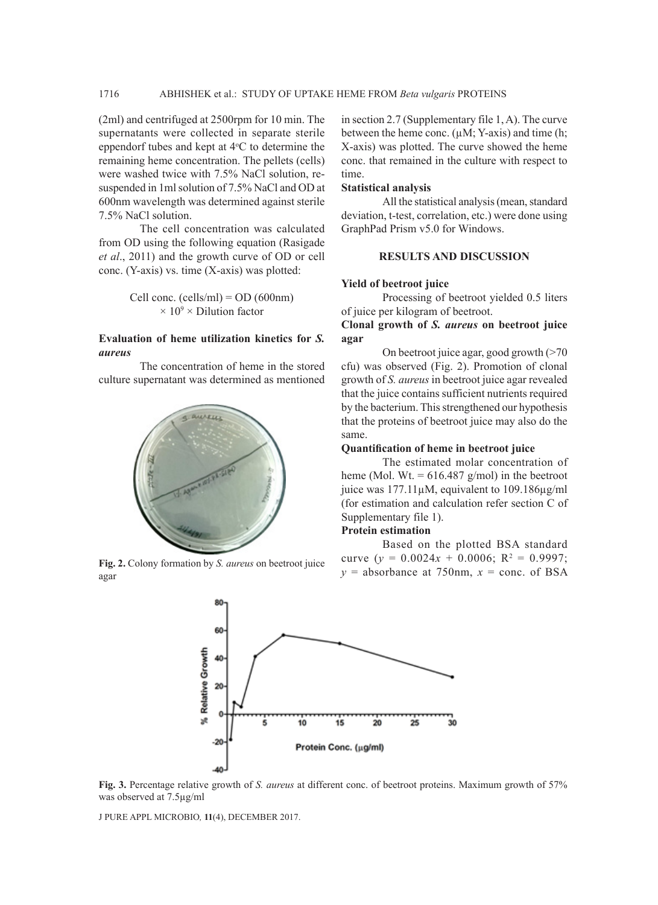(2ml) and centrifuged at 2500rpm for 10 min. The supernatants were collected in separate sterile eppendorf tubes and kept at 4°C to determine the remaining heme concentration. The pellets (cells) were washed twice with 7.5% NaCl solution, re-suspended in 1ml solution of 7.5% NaCl and OD at 600nm wavelength was determined against sterile 7.5% NaCl solution.

The cell concentration was calculated from OD using the following equation (Rasigade *et al*., 2011) and the growth curve of OD or cell conc. (Y-axis) vs. time (X-axis) was plotted:

$$\text{Cell conc. (cells/ml)} = \text{OD (600nm)} \times 10^9 \times \text{Dilution factor}$$

### Evaluation of heme utilization kinetics for *S. aureus*

The concentration of heme in the stored culture supernatant was determined as mentioned in section 2.7 (Supplementary file 1, A). The curve between the heme conc. (µM; Y-axis) and time (h; X-axis) was plotted. The curve showed the heme conc. that remained in the culture with respect to time.

### Statistical analysis

All the statistical analysis (mean, standard deviation, t-test, correlation, etc.) were done using GraphPad Prism v5.0 for Windows.

## RESULTS AND DISCUSSION

### Yield of beetroot juice

Processing of beetroot yielded 0.5 liters of juice per kilogram of beetroot.

### Clonal growth of *S. aureus* on beetroot juice agar

On beetroot juice agar, good growth (>70 cfu) was observed (Fig. 2). Promotion of clonal growth of *S. aureus* in beetroot juice agar revealed that the juice contains sufficient nutrients required by the bacterium. This strengthened our hypothesis that the proteins of beetroot juice may also do the same.

**Fig. 2.** Colony formation by *S. aureus* on beetroot juice agar

### Quantification of heme in beetroot juice

The estimated molar concentration of heme (Mol. Wt. = 616.487 g/mol) in the beetroot juice was 177.11µM, equivalent to 109.186µg/ml (for estimation and calculation refer section C of Supplementary file 1).

### Protein estimation

Based on the plotted BSA standard curve ($y = 0.0024x + 0.0006$; $R^2 = 0.9997$; $y$ = absorbance at 750nm, $x$ = conc. of BSA

**Fig. 3.** Percentage relative growth of *S. aureus* at different conc. of beetroot proteins. Maximum growth of 57% was observed at 7.5µg/ml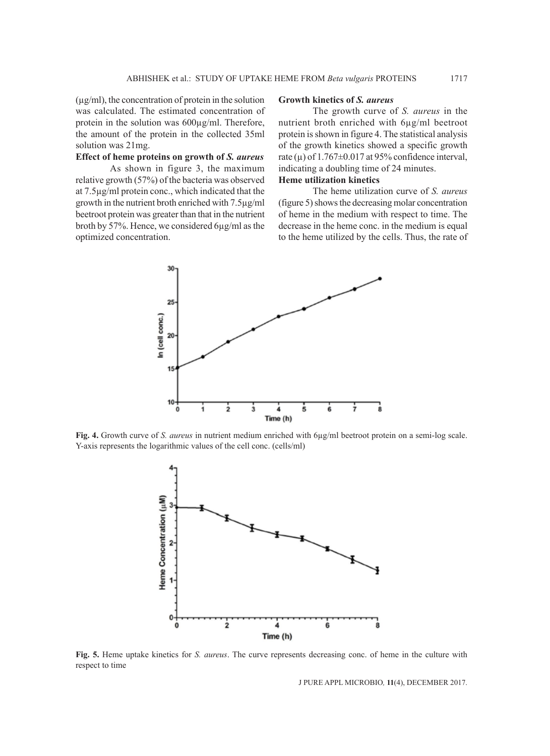(µg/ml), the concentration of protein in the solution was calculated. The estimated concentration of protein in the solution was 600µg/ml. Therefore, the amount of the protein in the collected 35ml solution was 21mg.

### Effect of heme proteins on growth of *S. aureus*

As shown in figure 3, the maximum relative growth (57%) of the bacteria was observed at 7.5µg/ml protein conc., which indicated that the growth in the nutrient broth enriched with 7.5µg/ml beetroot protein was greater than that in the nutrient broth by 57%. Hence, we considered 6µg/ml as the optimized concentration.

### Growth kinetics of *S. aureus*

The growth curve of *S. aureus* in the nutrient broth enriched with 6µg/ml beetroot protein is shown in figure 4. The statistical analysis of the growth kinetics showed a specific growth rate ($\mu$) of 1.767±0.017 at 95% confidence interval, indicating a doubling time of 24 minutes.

### Heme utilization kinetics

The heme utilization curve of *S. aureus* (figure 5) shows the decreasing molar concentration of heme in the medium with respect to time. The decrease in the heme conc. in the medium is equal to the heme utilized by the cells. Thus, the rate of

**Fig. 4.** Growth curve of *S. aureus* in nutrient medium enriched with 6µg/ml beetroot protein on a semi-log scale. Y-axis represents the logarithmic values of the cell conc. (cells/ml)

**Fig. 5.** Heme uptake kinetics for *S. aureus*. The curve represents decreasing conc. of heme in the culture with respect to time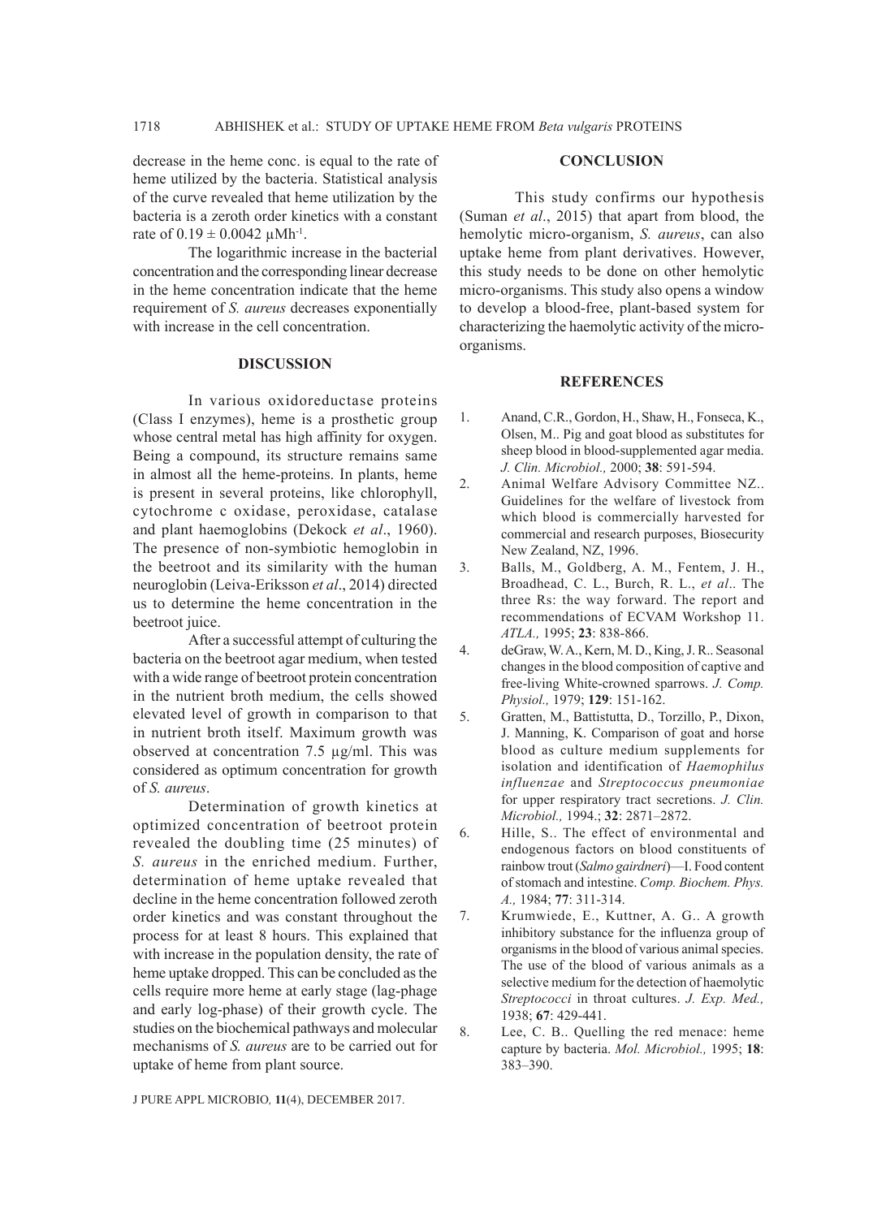decrease in the heme conc. is equal to the rate of heme utilized by the bacteria. Statistical analysis of the curve revealed that heme utilization by the bacteria is a zeroth order kinetics with a constant rate of $0.19 \pm 0.0042$ $\mu Mh^{-1}$.

The logarithmic increase in the bacterial concentration and the corresponding linear decrease in the heme concentration indicate that the heme requirement of *S. aureus* decreases exponentially with increase in the cell concentration.

## DISCUSSION

In various oxidoreductase proteins (Class I enzymes), heme is a prosthetic group whose central metal has high affinity for oxygen. Being a compound, its structure remains same in almost all the heme-proteins. In plants, heme is present in several proteins, like chlorophyll, cytochrome c oxidase, peroxidase, catalase and plant haemoglobins (Dekock *et al*., 1960). The presence of non-symbiotic hemoglobin in the beetroot and its similarity with the human neuroglobin (Leiva-Eriksson *et al*., 2014) directed us to determine the heme concentration in the beetroot juice.

After a successful attempt of culturing the bacteria on the beetroot agar medium, when tested with a wide range of beetroot protein concentration in the nutrient broth medium, the cells showed elevated level of growth in comparison to that in nutrient broth itself. Maximum growth was observed at concentration 7.5 µg/ml. This was considered as optimum concentration for growth of *S. aureus*.

Determination of growth kinetics at optimized concentration of beetroot protein revealed the doubling time (25 minutes) of *S. aureus* in the enriched medium. Further, determination of heme uptake revealed that decline in the heme concentration followed zeroth order kinetics and was constant throughout the process for at least 8 hours. This explained that with increase in the population density, the rate of heme uptake dropped. This can be concluded as the cells require more heme at early stage (lag-phage and early log-phase) of their growth cycle. The studies on the biochemical pathways and molecular mechanisms of *S. aureus* are to be carried out for uptake of heme from plant source.

## CONCLUSION

This study confirms our hypothesis (Suman *et al*., 2015) that apart from blood, the hemolytic micro-organism, *S. aureus*, can also uptake heme from plant derivatives. However, this study needs to be done on other hemolytic micro-organisms. This study also opens a window to develop a blood-free, plant-based system for characterizing the haemolytic activity of the micro-organisms.

## REFERENCES

1. Anand, C.R., Gordon, H., Shaw, H., Fonseca, K., Olsen, M.. Pig and goat blood as substitutes for sheep blood in blood-supplemented agar media. *J. Clin. Microbiol.,* 2000; **38**: 591-594.
2. Animal Welfare Advisory Committee NZ.. Guidelines for the welfare of livestock from which blood is commercially harvested for commercial and research purposes, Biosecurity New Zealand, NZ, 1996.
3. Balls, M., Goldberg, A. M., Fentem, J. H., Broadhead, C. L., Burch, R. L., *et al*.. The three Rs: the way forward. The report and recommendations of ECVAM Workshop 11. *ATLA.,* 1995; **23**: 838-866.
4. deGraw, W. A., Kern, M. D., King, J. R.. Seasonal changes in the blood composition of captive and free-living White-crowned sparrows. *J. Comp. Physiol.,* 1979; **129**: 151-162.
5. Gratten, M., Battistutta, D., Torzillo, P., Dixon, J. Manning, K. Comparison of goat and horse blood as culture medium supplements for isolation and identification of *Haemophilus influenzae* and *Streptococcus pneumoniae* for upper respiratory tract secretions. *J. Clin. Microbiol.,* 1994.; **32**: 2871–2872.
6. Hille, S.. The effect of environmental and endogenous factors on blood constituents of rainbow trout (*Salmo gairdneri*)—I. Food content of stomach and intestine. *Comp. Biochem. Phys. A.,* 1984; **77**: 311-314.
7. Krumwiede, E., Kuttner, A. G.. A growth inhibitory substance for the influenza group of organisms in the blood of various animal species. The use of the blood of various animals as a selective medium for the detection of haemolytic *Streptococci* in throat cultures. *J. Exp. Med.,* 1938; **67**: 429-441.
8. Lee, C. B.. Quelling the red menace: heme capture by bacteria. *Mol. Microbiol.,* 1995; **18**: 383–390.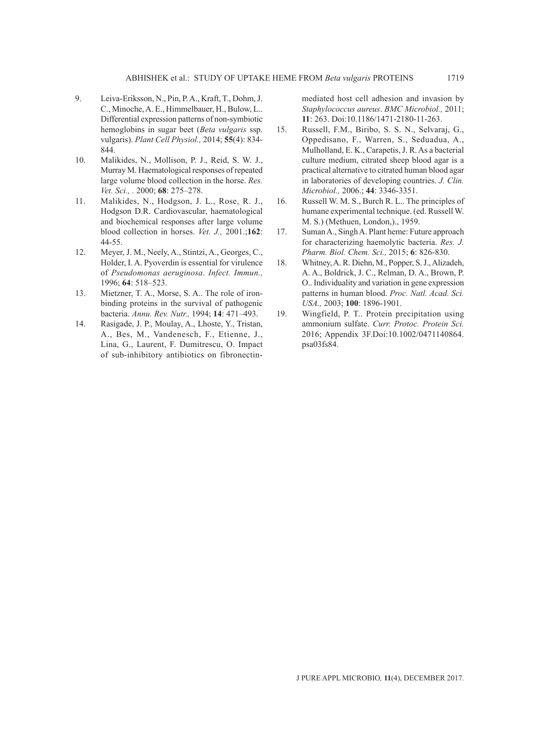9. Leiva-Eriksson, N., Pin, P. A., Kraft, T., Dohm, J. C., Minoche, A. E., Himmelbauer, H., Bulow, L.. Differential expression patterns of non-symbiotic hemoglobins in sugar beet (*Beta vulgaris* ssp. vulgaris). *Plant Cell Physiol.,* 2014; **55**(4): 834-844.
10. Malikides, N., Mollison, P. J., Reid, S. W. J., Murray M. Haematological responses of repeated large volume blood collection in the horse. *Res. Vet. Sci.,* . 2000; **68**: 275–278.
11. Malikides, N., Hodgson, J. L., Rose, R. J., Hodgson D.R. Cardiovascular, haematological and biochemical responses after large volume blood collection in horses. *Vet. J.,* 2001.;**162**: 44-55.
12. Meyer, J. M., Neely, A., Stintzi, A., Georges, C., Holder, I. A. Pyoverdin is essential for virulence of *Pseudomonas aeruginosa*. *Infect. Immun.,* 1996; **64**: 518–523.
13. Mietzner, T. A., Morse, S. A.. The role of iron-binding proteins in the survival of pathogenic bacteria. *Annu. Rev. Nutr.,* 1994; **14**: 471–493.
14. Rasigade, J. P., Moulay, A., Lhoste, Y., Tristan, A., Bes, M., Vandenesch, F., Etienne, J., Lina, G., Laurent, F. Dumitrescu, O. Impact of sub-inhibitory antibiotics on fibronectin-mediated host cell adhesion and invasion by *Staphylococcus aureus*. *BMC Microbiol.,* 2011; **11**: 263. Doi:10.1186/1471-2180-11-263.
15. Russell, F.M., Biribo, S. S. N., Selvaraj, G., Oppedisano, F., Warren, S., Seduadua, A., Mulholland, E. K., Carapetis, J. R. As a bacterial culture medium, citrated sheep blood agar is a practical alternative to citrated human blood agar in laboratories of developing countries. *J. Clin. Microbiol.,* 2006.; **44**: 3346-3351.
16. Russell W. M. S., Burch R. L.. The principles of humane experimental technique. (ed. Russell W. M. S.) (Methuen, London,)., 1959.
17. Suman A., Singh A. Plant heme: Future approach for characterizing haemolytic bacteria. *Res. J. Pharm. Biol. Chem. Sci.,* 2015; **6**: 826-830.
18. Whitney, A. R. Diehn, M., Popper, S. J., Alizadeh, A. A., Boldrick, J. C., Relman, D. A., Brown, P. O.. Individuality and variation in gene expression patterns in human blood. *Proc. Natl. Acad. Sci. USA.,* 2003; **100**: 1896-1901.
19. Wingfield, P. T.. Protein precipitation using ammonium sulfate. *Curr. Protoc. Protein Sci.* 2016; Appendix 3F.Doi:10.1002/0471140864.psa03fs84.